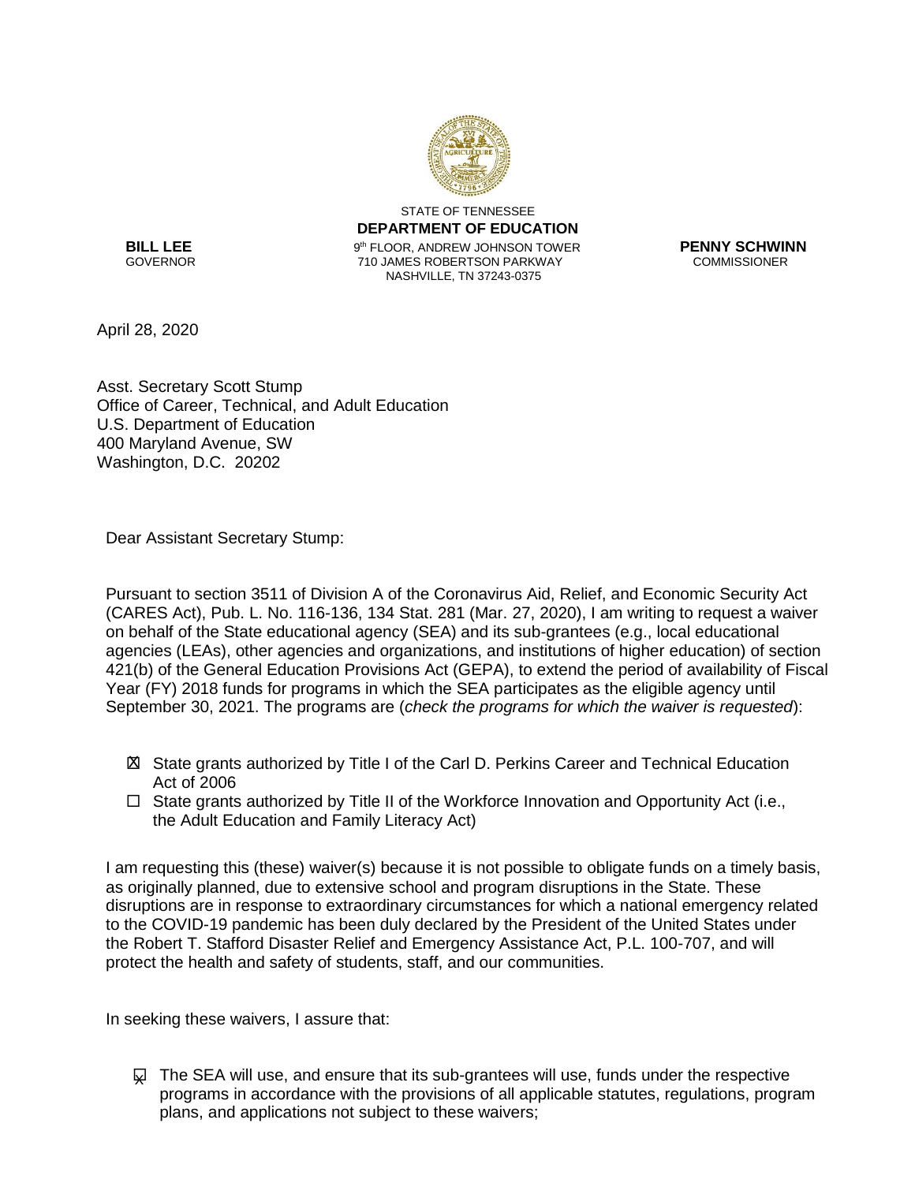STATE OF TENNESSEE
**DEPARTMENT OF EDUCATION**
9th FLOOR, ANDREW JOHNSON TOWER
710 JAMES ROBERTSON PARKWAY
NASHVILLE, TN 37243-0375

**BILL LEE**
GOVERNOR

**PENNY SCHWINN**
COMMISSIONER

April 28, 2020

Asst. Secretary Scott Stump
Office of Career, Technical, and Adult Education
U.S. Department of Education
400 Maryland Avenue, SW
Washington, D.C. 20202

Dear Assistant Secretary Stump:

Pursuant to section 3511 of Division A of the Coronavirus Aid, Relief, and Economic Security Act (CARES Act), Pub. L. No. 116-136, 134 Stat. 281 (Mar. 27, 2020), I am writing to request a waiver on behalf of the State educational agency (SEA) and its sub-grantees (e.g., local educational agencies (LEAs), other agencies and organizations, and institutions of higher education) of section 421(b) of the General Education Provisions Act (GEPA), to extend the period of availability of Fiscal Year (FY) 2018 funds for programs in which the SEA participates as the eligible agency until September 30, 2021. The programs are (*check the programs for which the waiver is requested*):

- ☒ State grants authorized by Title I of the Carl D. Perkins Career and Technical Education Act of 2006
- ☐ State grants authorized by Title II of the Workforce Innovation and Opportunity Act (i.e., the Adult Education and Family Literacy Act)

I am requesting this (these) waiver(s) because it is not possible to obligate funds on a timely basis, as originally planned, due to extensive school and program disruptions in the State. These disruptions are in response to extraordinary circumstances for which a national emergency related to the COVID-19 pandemic has been duly declared by the President of the United States under the Robert T. Stafford Disaster Relief and Emergency Assistance Act, P.L. 100-707, and will protect the health and safety of students, staff, and our communities.

In seeking these waivers, I assure that:

- ☒ The SEA will use, and ensure that its sub-grantees will use, funds under the respective programs in accordance with the provisions of all applicable statutes, regulations, program plans, and applications not subject to these waivers;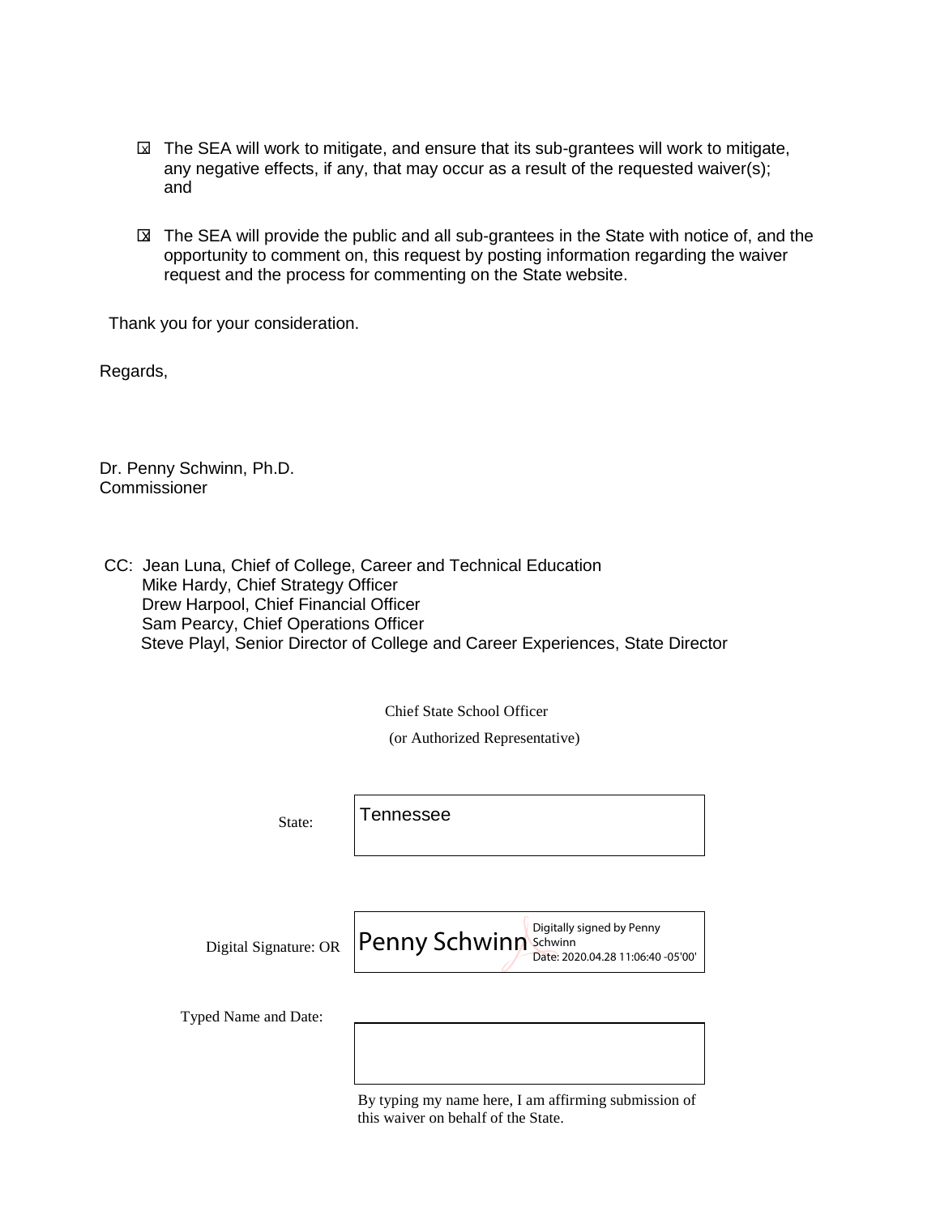- ☒ The SEA will work to mitigate, and ensure that its sub-grantees will work to mitigate, any negative effects, if any, that may occur as a result of the requested waiver(s); and

- ☒ The SEA will provide the public and all sub-grantees in the State with notice of, and the opportunity to comment on, this request by posting information regarding the waiver request and the process for commenting on the State website.

Thank you for your consideration.

Regards,

Dr. Penny Schwinn, Ph.D.
Commissioner

CC: Jean Luna, Chief of College, Career and Technical Education
Mike Hardy, Chief Strategy Officer
Drew Harpool, Chief Financial Officer
Sam Pearcy, Chief Operations Officer
Steve Playl, Senior Director of College and Career Experiences, State Director

Chief State School Officer
(or Authorized Representative)

State: Tennessee

Digital Signature: OR Penny Schwinn Digitally signed by Penny Schwinn Date: 2020.04.28 11:06:40 -05'00'

Typed Name and Date:

By typing my name here, I am affirming submission of this waiver on behalf of the State.